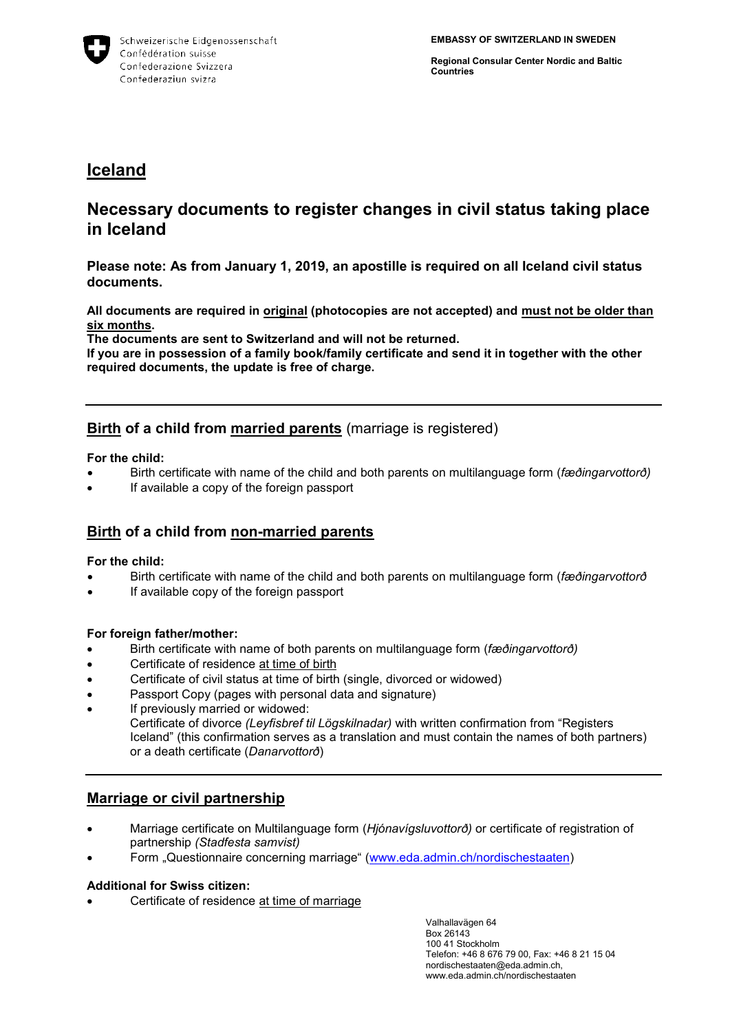Schweizerische Eidgenossenschaft
Confédération suisse
Confederazione Svizzera
Confederaziun svizra

**EMBASSY OF SWITZERLAND IN SWEDEN**

**Regional Consular Center Nordic and Baltic Countries**

# Iceland

## Necessary documents to register changes in civil status taking place in Iceland

**Please note: As from January 1, 2019, an apostille is required on all Iceland civil status documents.**

**All documents are required in original (photocopies are not accepted) and must not be older than six months.**
**The documents are sent to Switzerland and will not be returned.**
**If you are in possession of a family book/family certificate and send it in together with the other required documents, the update is free of charge.**

---

### Birth of a child from married parents (marriage is registered)

**For the child:**

- Birth certificate with name of the child and both parents on multilanguage form (*fæðingarvottorð)*
- If available a copy of the foreign passport

### Birth of a child from non-married parents

**For the child:**

- Birth certificate with name of the child and both parents on multilanguage form (*fæðingarvottorð*
- If available copy of the foreign passport

**For foreign father/mother:**

- Birth certificate with name of both parents on multilanguage form (*fæðingarvottorð)*
- Certificate of residence at time of birth
- Certificate of civil status at time of birth (single, divorced or widowed)
- Passport Copy (pages with personal data and signature)
- If previously married or widowed:
  Certificate of divorce *(Leyfisbref til Lögskilnadar)* with written confirmation from "Registers Iceland" (this confirmation serves as a translation and must contain the names of both partners) or a death certificate (*Danarvottorð*)

---

### Marriage or civil partnership

- Marriage certificate on Multilanguage form (*Hjónavígsluvottorð)* or certificate of registration of partnership *(Stadfesta samvist)*
- Form „Questionnaire concerning marriage" (www.eda.admin.ch/nordischestaaten)

**Additional for Swiss citizen:**

- Certificate of residence at time of marriage

Valhallavägen 64
Box 26143
100 41 Stockholm
Telefon: +46 8 676 79 00, Fax: +46 8 21 15 04
nordischestaaten@eda.admin.ch,
www.eda.admin.ch/nordischestaaten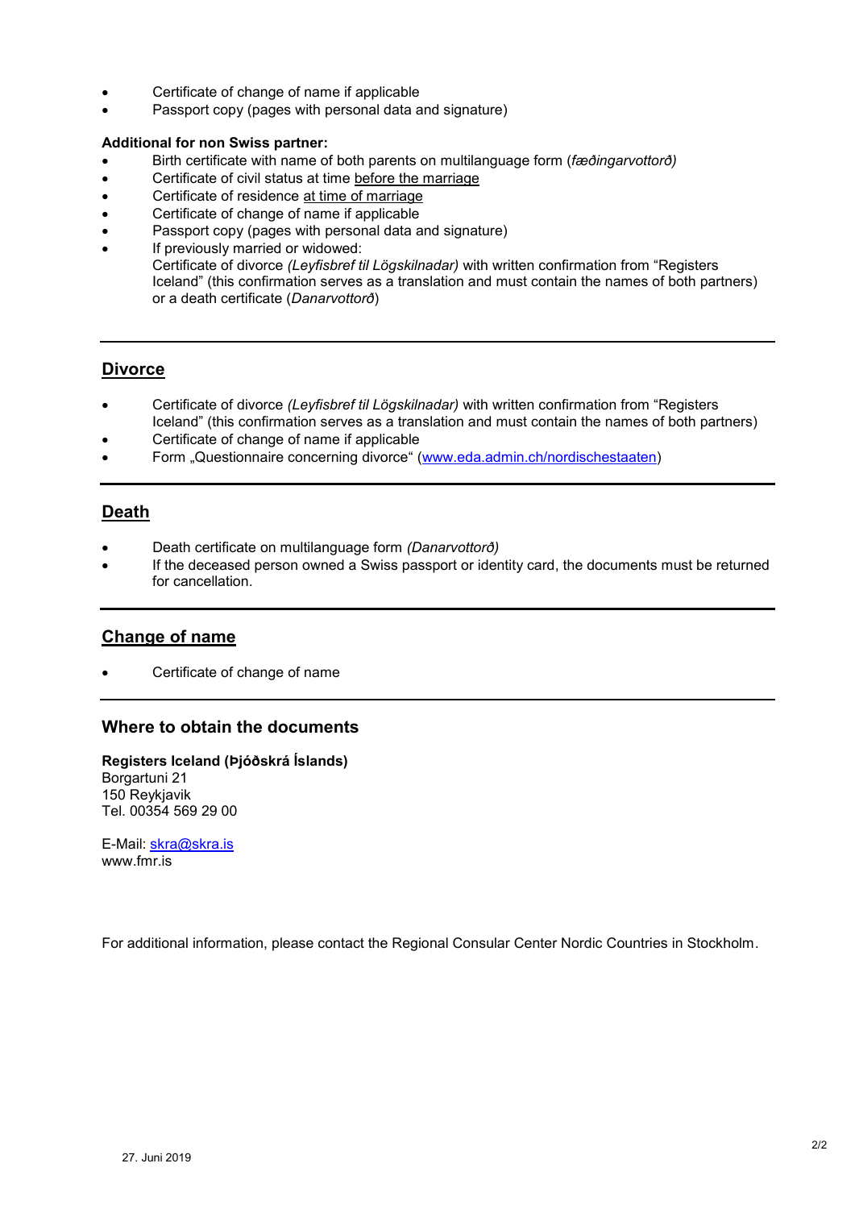- Certificate of change of name if applicable
- Passport copy (pages with personal data and signature)

**Additional for non Swiss partner:**

- Birth certificate with name of both parents on multilanguage form (*fæðingarvottorð)*
- Certificate of civil status at time before the marriage
- Certificate of residence at time of marriage
- Certificate of change of name if applicable
- Passport copy (pages with personal data and signature)
- If previously married or widowed:
  Certificate of divorce *(Leyfisbref til Lögskilnadar)* with written confirmation from "Registers Iceland" (this confirmation serves as a translation and must contain the names of both partners) or a death certificate (*Danarvottorð*)

---

## Divorce

- Certificate of divorce *(Leyfisbref til Lögskilnadar)* with written confirmation from "Registers Iceland" (this confirmation serves as a translation and must contain the names of both partners)
- Certificate of change of name if applicable
- Form „Questionnaire concerning divorce" (www.eda.admin.ch/nordischestaaten)

---

## Death

- Death certificate on multilanguage form *(Danarvottorð)*
- If the deceased person owned a Swiss passport or identity card, the documents must be returned for cancellation.

---

## Change of name

- Certificate of change of name

---

## Where to obtain the documents

**Registers Iceland (Þjóðskrá Íslands)**
Borgartuni 21
150 Reykjavik
Tel. 00354 569 29 00

E-Mail: skra@skra.is
www.fmr.is

For additional information, please contact the Regional Consular Center Nordic Countries in Stockholm.

27. Juni 2019